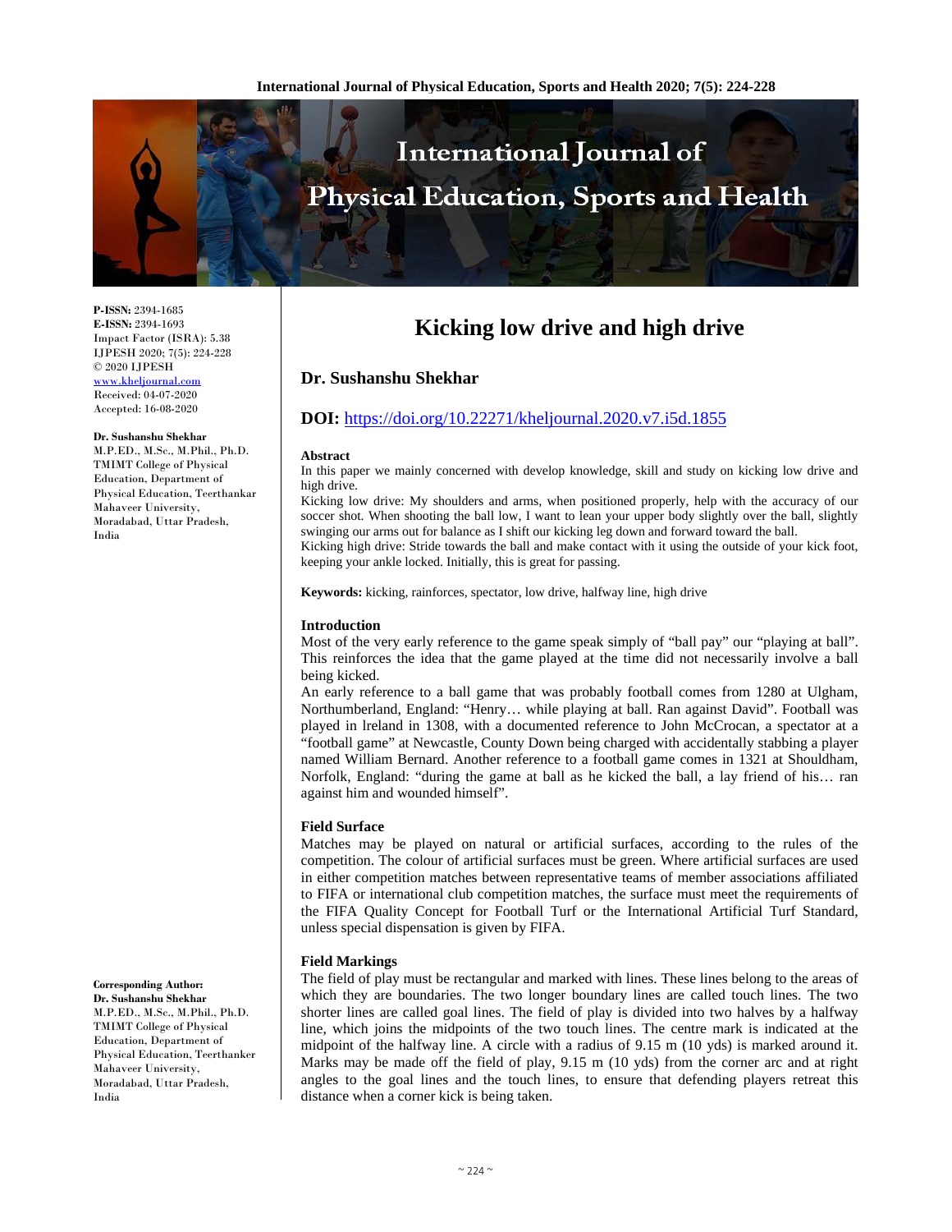**P-ISSN:** 2394-1685
**E-ISSN:** 2394-1693
Impact Factor (ISRA): 5.38
IJPESH 2020; 7(5): 224-228
© 2020 IJPESH
www.kheljournal.com
Received: 04-07-2020
Accepted: 16-08-2020

**Dr. Sushanshu Shekhar**
M.P.ED., M.Sc., M.Phil., Ph.D. TMIMT College of Physical Education, Department of Physical Education, Teerthankar Mahaveer University, Moradabad, Uttar Pradesh, India

**Corresponding Author:**
**Dr. Sushanshu Shekhar**
M.P.ED., M.Sc., M.Phil., Ph.D. TMIMT College of Physical Education, Department of Physical Education, Teerthanker Mahaveer University, Moradabad, Uttar Pradesh, India

# Kicking low drive and high drive

**Dr. Sushanshu Shekhar**

**DOI:** https://doi.org/10.22271/kheljournal.2020.v7.i5d.1855

### Abstract

In this paper we mainly concerned with develop knowledge, skill and study on kicking low drive and high drive.

Kicking low drive: My shoulders and arms, when positioned properly, help with the accuracy of our soccer shot. When shooting the ball low, I want to lean your upper body slightly over the ball, slightly swinging our arms out for balance as I shift our kicking leg down and forward toward the ball.

Kicking high drive: Stride towards the ball and make contact with it using the outside of your kick foot, keeping your ankle locked. Initially, this is great for passing.

**Keywords:** kicking, rainforces, spectator, low drive, halfway line, high drive

## Introduction

Most of the very early reference to the game speak simply of "ball pay" our "playing at ball". This reinforces the idea that the game played at the time did not necessarily involve a ball being kicked.

An early reference to a ball game that was probably football comes from 1280 at Ulgham, Northumberland, England: "Henry… while playing at ball. Ran against David". Football was played in lreland in 1308, with a documented reference to John McCrocan, a spectator at a "football game" at Newcastle, County Down being charged with accidentally stabbing a player named William Bernard. Another reference to a football game comes in 1321 at Shouldham, Norfolk, England: "during the game at ball as he kicked the ball, a lay friend of his… ran against him and wounded himself".

### Field Surface

Matches may be played on natural or artificial surfaces, according to the rules of the competition. The colour of artificial surfaces must be green. Where artificial surfaces are used in either competition matches between representative teams of member associations affiliated to FIFA or international club competition matches, the surface must meet the requirements of the FIFA Quality Concept for Football Turf or the International Artificial Turf Standard, unless special dispensation is given by FIFA.

### Field Markings

The field of play must be rectangular and marked with lines. These lines belong to the areas of which they are boundaries. The two longer boundary lines are called touch lines. The two shorter lines are called goal lines. The field of play is divided into two halves by a halfway line, which joins the midpoints of the two touch lines. The centre mark is indicated at the midpoint of the halfway line. A circle with a radius of 9.15 m (10 yds) is marked around it. Marks may be made off the field of play, 9.15 m (10 yds) from the corner arc and at right angles to the goal lines and the touch lines, to ensure that defending players retreat this distance when a corner kick is being taken.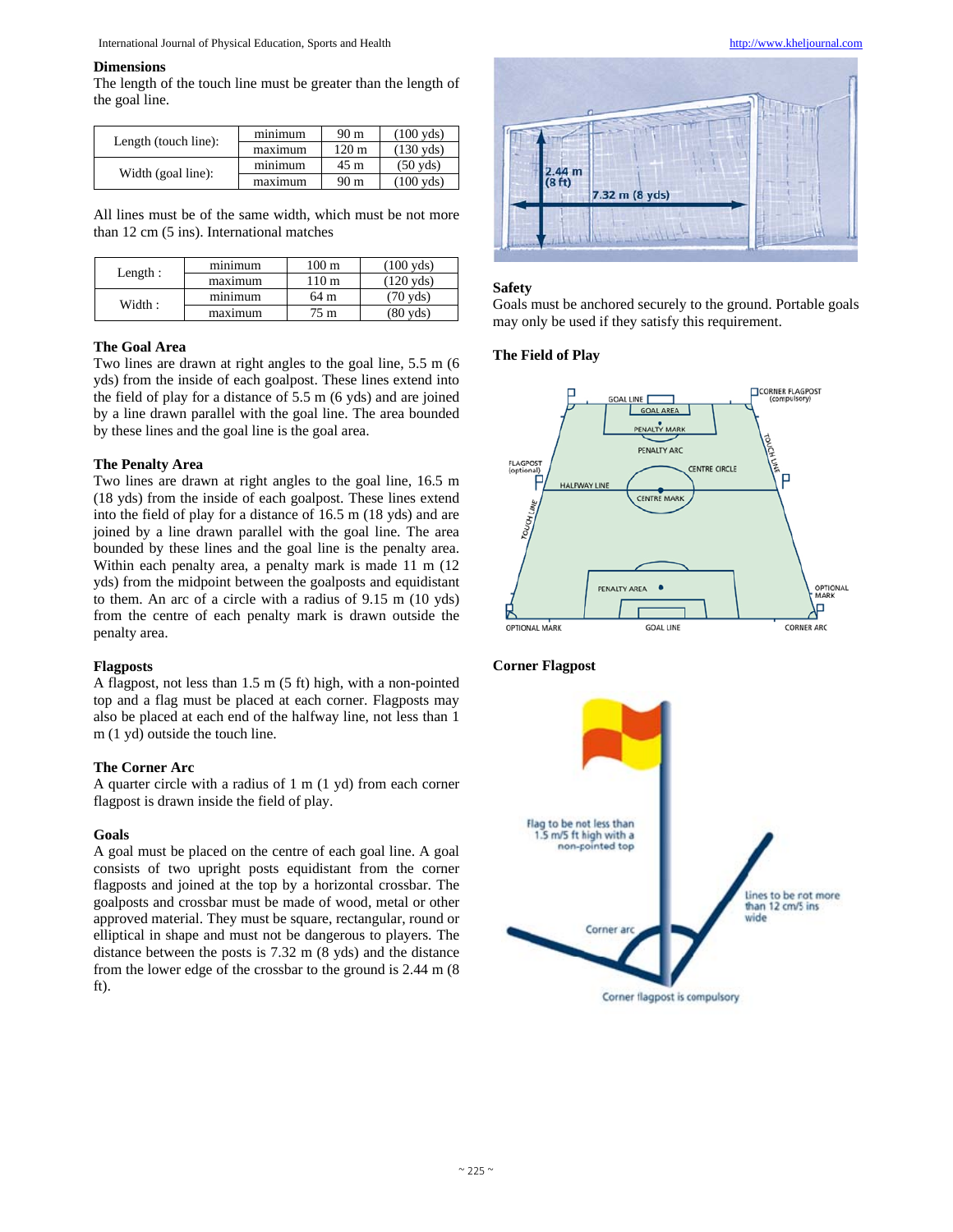### Dimensions

The length of the touch line must be greater than the length of the goal line.

| | | | |
|---|---|---|---|
| Length (touch line): | minimum | 90 m | (100 yds) |
| | maximum | 120 m | (130 yds) |
| Width (goal line): | minimum | 45 m | (50 yds) |
| | maximum | 90 m | (100 yds) |

All lines must be of the same width, which must be not more than 12 cm (5 ins). International matches

| | | | |
|---|---|---|---|
| Length : | minimum | 100 m | (100 yds) |
| | maximum | 110 m | (120 yds) |
| Width : | minimum | 64 m | (70 yds) |
| | maximum | 75 m | (80 yds) |

### The Goal Area

Two lines are drawn at right angles to the goal line, 5.5 m (6 yds) from the inside of each goalpost. These lines extend into the field of play for a distance of 5.5 m (6 yds) and are joined by a line drawn parallel with the goal line. The area bounded by these lines and the goal line is the goal area.

### The Penalty Area

Two lines are drawn at right angles to the goal line, 16.5 m (18 yds) from the inside of each goalpost. These lines extend into the field of play for a distance of 16.5 m (18 yds) and are joined by a line drawn parallel with the goal line. The area bounded by these lines and the goal line is the penalty area. Within each penalty area, a penalty mark is made 11 m (12 yds) from the midpoint between the goalposts and equidistant to them. An arc of a circle with a radius of 9.15 m (10 yds) from the centre of each penalty mark is drawn outside the penalty area.

### Flagposts

A flagpost, not less than 1.5 m (5 ft) high, with a non-pointed top and a flag must be placed at each corner. Flagposts may also be placed at each end of the halfway line, not less than 1 m (1 yd) outside the touch line.

### The Corner Arc

A quarter circle with a radius of 1 m (1 yd) from each corner flagpost is drawn inside the field of play.

### Goals

A goal must be placed on the centre of each goal line. A goal consists of two upright posts equidistant from the corner flagposts and joined at the top by a horizontal crossbar. The goalposts and crossbar must be made of wood, metal or other approved material. They must be square, rectangular, round or elliptical in shape and must not be dangerous to players. The distance between the posts is 7.32 m (8 yds) and the distance from the lower edge of the crossbar to the ground is 2.44 m (8 ft).

### Safety

Goals must be anchored securely to the ground. Portable goals may only be used if they satisfy this requirement.

### The Field of Play

### Corner Flagpost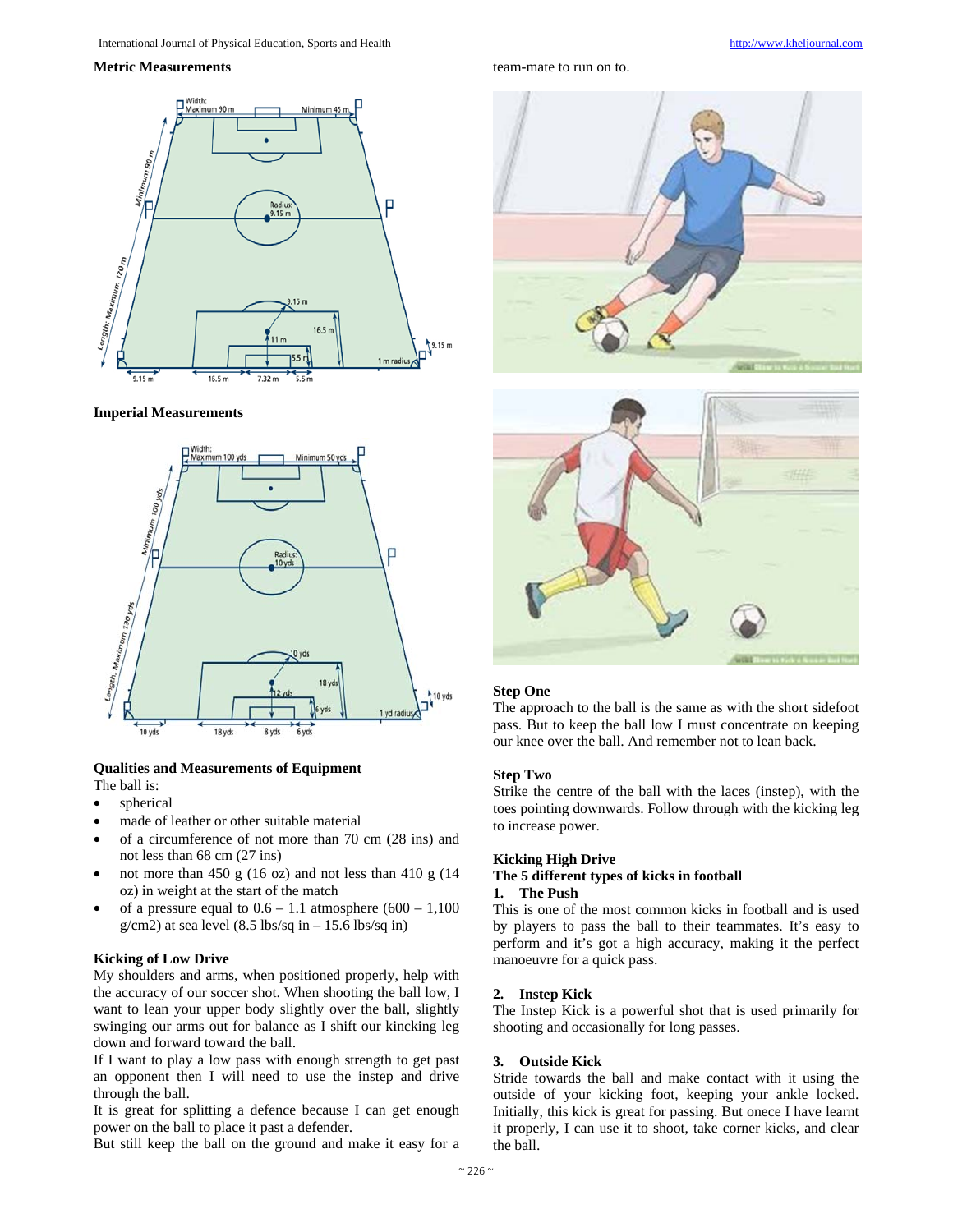**Metric Measurements**

**Imperial Measurements**

**Qualities and Measurements of Equipment**

The ball is:

- spherical
- made of leather or other suitable material
- of a circumference of not more than 70 cm (28 ins) and not less than 68 cm (27 ins)
- not more than 450 g (16 oz) and not less than 410 g (14 oz) in weight at the start of the match
- of a pressure equal to 0.6 – 1.1 atmosphere (600 – 1,100 g/cm2) at sea level (8.5 lbs/sq in – 15.6 lbs/sq in)

**Kicking of Low Drive**

My shoulders and arms, when positioned properly, help with the accuracy of our soccer shot. When shooting the ball low, I want to lean your upper body slightly over the ball, slightly swinging our arms out for balance as I shift our kincking leg down and forward toward the ball.

If I want to play a low pass with enough strength to get past an opponent then I will need to use the instep and drive through the ball.

It is great for splitting a defence because I can get enough power on the ball to place it past a defender.

But still keep the ball on the ground and make it easy for a team-mate to run on to.

**Step One**

The approach to the ball is the same as with the short sidefoot pass. But to keep the ball low I must concentrate on keeping our knee over the ball. And remember not to lean back.

**Step Two**

Strike the centre of the ball with the laces (instep), with the toes pointing downwards. Follow through with the kicking leg to increase power.

**Kicking High Drive**

**The 5 different types of kicks in football**

**1. The Push**

This is one of the most common kicks in football and is used by players to pass the ball to their teammates. It's easy to perform and it's got a high accuracy, making it the perfect manoeuvre for a quick pass.

**2. Instep Kick**

The Instep Kick is a powerful shot that is used primarily for shooting and occasionally for long passes.

**3. Outside Kick**

Stride towards the ball and make contact with it using the outside of your kicking foot, keeping your ankle locked. Initially, this kick is great for passing. But onece I have learnt it properly, I can use it to shoot, take corner kicks, and clear the ball.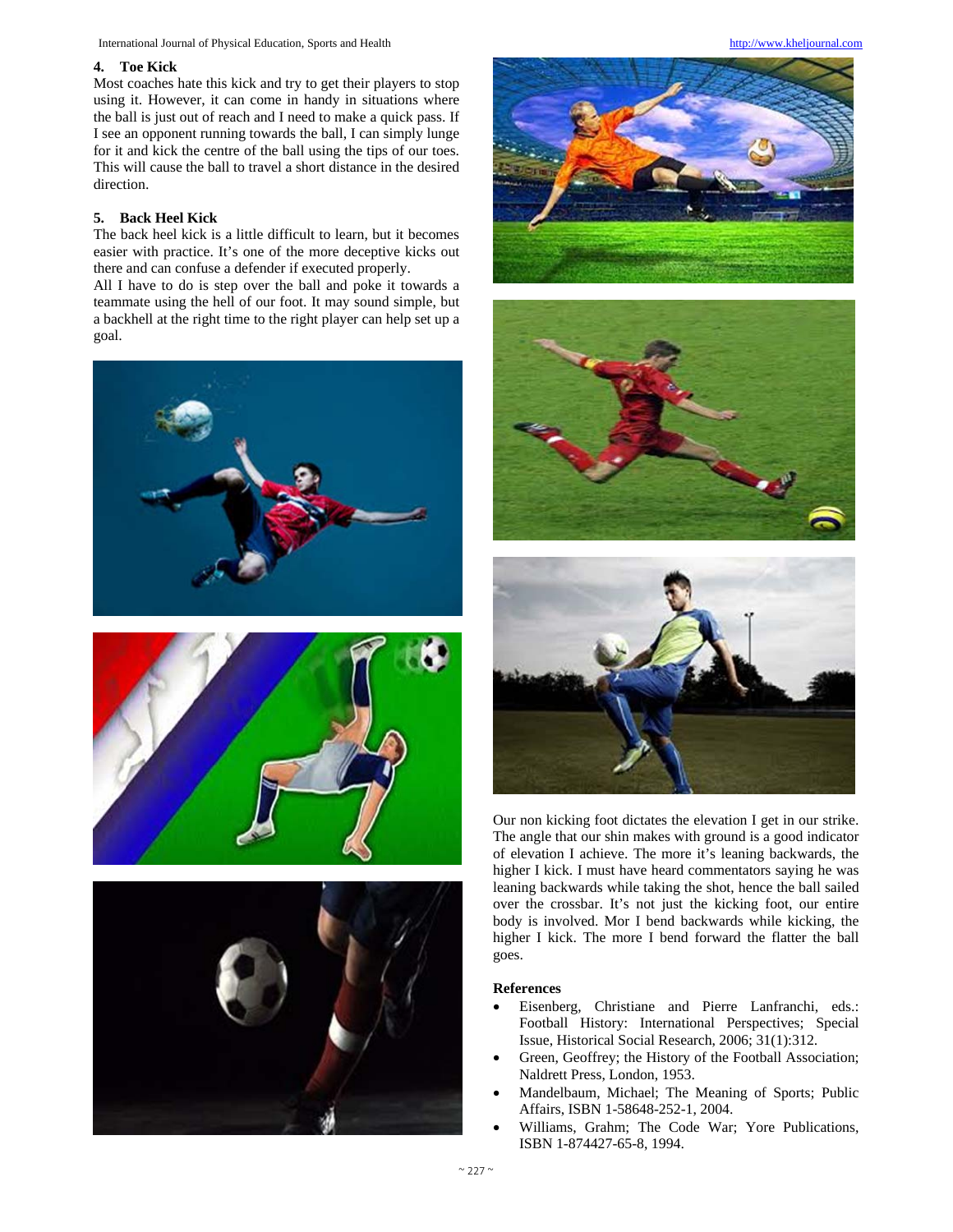### 4. Toe Kick

Most coaches hate this kick and try to get their players to stop using it. However, it can come in handy in situations where the ball is just out of reach and I need to make a quick pass. If I see an opponent running towards the ball, I can simply lunge for it and kick the centre of the ball using the tips of our toes. This will cause the ball to travel a short distance in the desired direction.

### 5. Back Heel Kick

The back heel kick is a little difficult to learn, but it becomes easier with practice. It's one of the more deceptive kicks out there and can confuse a defender if executed properly.

All I have to do is step over the ball and poke it towards a teammate using the hell of our foot. It may sound simple, but a backhell at the right time to the right player can help set up a goal.

Our non kicking foot dictates the elevation I get in our strike. The angle that our shin makes with ground is a good indicator of elevation I achieve. The more it's leaning backwards, the higher I kick. I must have heard commentators saying he was leaning backwards while taking the shot, hence the ball sailed over the crossbar. It's not just the kicking foot, our entire body is involved. Mor I bend backwards while kicking, the higher I kick. The more I bend forward the flatter the ball goes.

### References

- Eisenberg, Christiane and Pierre Lanfranchi, eds.: Football History: International Perspectives; Special Issue, Historical Social Research, 2006; 31(1):312.
- Green, Geoffrey; the History of the Football Association; Naldrett Press, London, 1953.
- Mandelbaum, Michael; The Meaning of Sports; Public Affairs, ISBN 1-58648-252-1, 2004.
- Williams, Grahm; The Code War; Yore Publications, ISBN 1-874427-65-8, 1994.